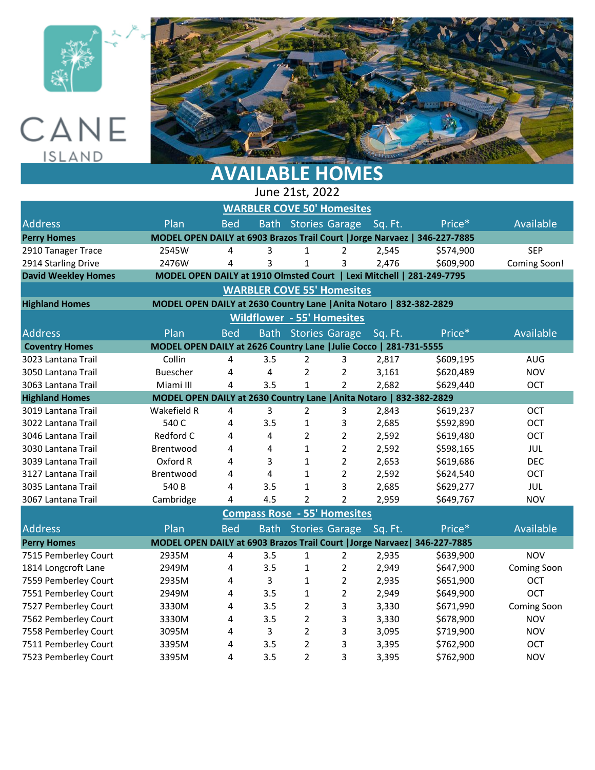# CANE ISLAND

# AVAILABLE HOMES

June 21st, 2022

## WARBLER COVE 50' Homesites

| Address | Plan | Bed | Bath | Stories | Garage | Sq. Ft. | Price* | Available |
|---|---|---|---|---|---|---|---|---|
| **Perry Homes** | **MODEL OPEN DAILY at 6903 Brazos Trail Court \|Jorge Narvaez \| 346-227-7885** | | | | | | | |
| 2910 Tanager Trace | 2545W | 4 | 3 | 1 | 2 | 2,545 | $574,900 | SEP |
| 2914 Starling Drive | 2476W | 4 | 3 | 1 | 3 | 2,476 | $609,900 | Coming Soon! |
| **David Weekley Homes** | **MODEL OPEN DAILY at 1910 Olmsted Court \| Lexi Mitchell \| 281-249-7795** | | | | | | | |

## WARBLER COVE 55' Homesites

| | | | | | | | | |
|---|---|---|---|---|---|---|---|---|
| **Highland Homes** | **MODEL OPEN DAILY at 2630 Country Lane \|Anita Notaro \| 832-382-2829** | | | | | | | |

## Wildflower - 55' Homesites

| Address | Plan | Bed | Bath | Stories | Garage | Sq. Ft. | Price* | Available |
|---|---|---|---|---|---|---|---|---|
| **Coventry Homes** | **MODEL OPEN DAILY at 2626 Country Lane \|Julie Cocco \| 281-731-5555** | | | | | | | |
| 3023 Lantana Trail | Collin | 4 | 3.5 | 2 | 3 | 2,817 | $609,195 | AUG |
| 3050 Lantana Trail | Buescher | 4 | 4 | 2 | 2 | 3,161 | $620,489 | NOV |
| 3063 Lantana Trail | Miami III | 4 | 3.5 | 1 | 2 | 2,682 | $629,440 | OCT |
| **Highland Homes** | **MODEL OPEN DAILY at 2630 Country Lane \|Anita Notaro \| 832-382-2829** | | | | | | | |
| 3019 Lantana Trail | Wakefield R | 4 | 3 | 2 | 3 | 2,843 | $619,237 | OCT |
| 3022 Lantana Trail | 540 C | 4 | 3.5 | 1 | 3 | 2,685 | $592,890 | OCT |
| 3046 Lantana Trail | Redford C | 4 | 4 | 2 | 2 | 2,592 | $619,480 | OCT |
| 3030 Lantana Trail | Brentwood | 4 | 4 | 1 | 2 | 2,592 | $598,165 | JUL |
| 3039 Lantana Trail | Oxford R | 4 | 3 | 1 | 2 | 2,653 | $619,686 | DEC |
| 3127 Lantana Trail | Brentwood | 4 | 4 | 1 | 2 | 2,592 | $624,540 | OCT |
| 3035 Lantana Trail | 540 B | 4 | 3.5 | 1 | 3 | 2,685 | $629,277 | JUL |
| 3067 Lantana Trail | Cambridge | 4 | 4.5 | 2 | 2 | 2,959 | $649,767 | NOV |

## Compass Rose - 55' Homesites

| Address | Plan | Bed | Bath | Stories | Garage | Sq. Ft. | Price* | Available |
|---|---|---|---|---|---|---|---|---|
| **Perry Homes** | **MODEL OPEN DAILY at 6903 Brazos Trail Court \|Jorge Narvaez\| 346-227-7885** | | | | | | | |
| 7515 Pemberley Court | 2935M | 4 | 3.5 | 1 | 2 | 2,935 | $639,900 | NOV |
| 1814 Longcroft Lane | 2949M | 4 | 3.5 | 1 | 2 | 2,949 | $647,900 | Coming Soon |
| 7559 Pemberley Court | 2935M | 4 | 3 | 1 | 2 | 2,935 | $651,900 | OCT |
| 7551 Pemberley Court | 2949M | 4 | 3.5 | 1 | 2 | 2,949 | $649,900 | OCT |
| 7527 Pemberley Court | 3330M | 4 | 3.5 | 2 | 3 | 3,330 | $671,990 | Coming Soon |
| 7562 Pemberley Court | 3330M | 4 | 3.5 | 2 | 3 | 3,330 | $678,900 | NOV |
| 7558 Pemberley Court | 3095M | 4 | 3 | 2 | 3 | 3,095 | $719,900 | NOV |
| 7511 Pemberley Court | 3395M | 4 | 3.5 | 2 | 3 | 3,395 | $762,900 | OCT |
| 7523 Pemberley Court | 3395M | 4 | 3.5 | 2 | 3 | 3,395 | $762,900 | NOV |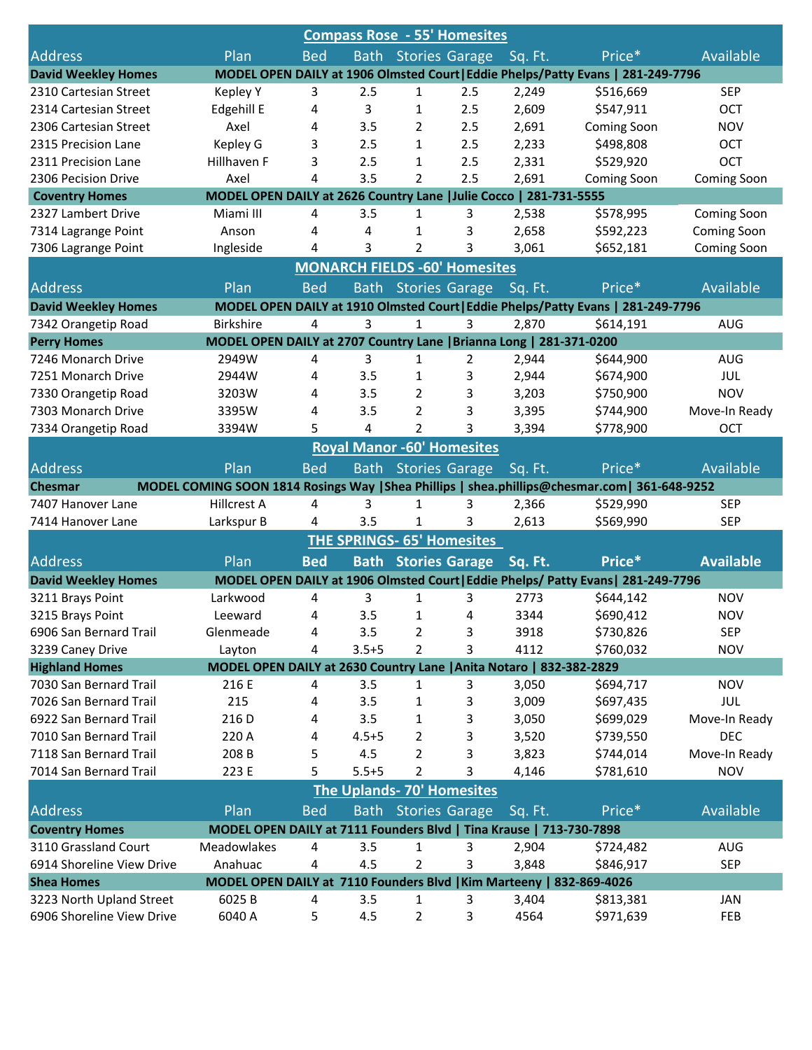## Compass Rose - 55' Homesites

| Address | Plan | Bed | Bath | Stories | Garage | Sq. Ft. | Price* | Available |
|---|---|---|---|---|---|---|---|---|
| **David Weekley Homes** | **MODEL OPEN DAILY at 1906 Olmsted Court \| Eddie Phelps/Patty Evans \| 281-249-7796** | | | | | | | |
| 2310 Cartesian Street | Kepley Y | 3 | 2.5 | 1 | 2.5 | 2,249 | $516,669 | SEP |
| 2314 Cartesian Street | Edgehill E | 4 | 3 | 1 | 2.5 | 2,609 | $547,911 | OCT |
| 2306 Cartesian Street | Axel | 4 | 3.5 | 2 | 2.5 | 2,691 | Coming Soon | NOV |
| 2315 Precision Lane | Kepley G | 3 | 2.5 | 1 | 2.5 | 2,233 | $498,808 | OCT |
| 2311 Precision Lane | Hillhaven F | 3 | 2.5 | 1 | 2.5 | 2,331 | $529,920 | OCT |
| 2306 Pecision Drive | Axel | 4 | 3.5 | 2 | 2.5 | 2,691 | Coming Soon | Coming Soon |
| **Coventry Homes** | **MODEL OPEN DAILY at 2626 Country Lane \| Julie Cocco \| 281-731-5555** | | | | | | | |
| 2327 Lambert Drive | Miami III | 4 | 3.5 | 1 | 3 | 2,538 | $578,995 | Coming Soon |
| 7314 Lagrange Point | Anson | 4 | 4 | 1 | 3 | 2,658 | $592,223 | Coming Soon |
| 7306 Lagrange Point | Ingleside | 4 | 3 | 2 | 3 | 3,061 | $652,181 | Coming Soon |

## MONARCH FIELDS -60' Homesites

| Address | Plan | Bed | Bath | Stories | Garage | Sq. Ft. | Price* | Available |
|---|---|---|---|---|---|---|---|---|
| **David Weekley Homes** | **MODEL OPEN DAILY at 1910 Olmsted Court \| Eddie Phelps/Patty Evans \| 281-249-7796** | | | | | | | |
| 7342 Orangetip Road | Birkshire | 4 | 3 | 1 | 3 | 2,870 | $614,191 | AUG |
| **Perry Homes** | **MODEL OPEN DAILY at 2707 Country Lane \| Brianna Long \| 281-371-0200** | | | | | | | |
| 7246 Monarch Drive | 2949W | 4 | 3 | 1 | 2 | 2,944 | $644,900 | AUG |
| 7251 Monarch Drive | 2944W | 4 | 3.5 | 1 | 3 | 2,944 | $674,900 | JUL |
| 7330 Orangetip Road | 3203W | 4 | 3.5 | 2 | 3 | 3,203 | $750,900 | NOV |
| 7303 Monarch Drive | 3395W | 4 | 3.5 | 2 | 3 | 3,395 | $744,900 | Move-In Ready |
| 7334 Orangetip Road | 3394W | 5 | 4 | 2 | 3 | 3,394 | $778,900 | OCT |

## Royal Manor -60' Homesites

| Address | Plan | Bed | Bath | Stories | Garage | Sq. Ft. | Price* | Available |
|---|---|---|---|---|---|---|---|---|
| **Chesmar** | **MODEL COMING SOON 1814 Rosings Way \| Shea Phillips \| shea.phillips@chesmar.com \| 361-648-9252** | | | | | | | |
| 7407 Hanover Lane | Hillcrest A | 4 | 3 | 1 | 3 | 2,366 | $529,990 | SEP |
| 7414 Hanover Lane | Larkspur B | 4 | 3.5 | 1 | 3 | 2,613 | $569,990 | SEP |

## THE SPRINGS- 65' Homesites

| Address | Plan | Bed | Bath | Stories | Garage | Sq. Ft. | Price* | Available |
|---|---|---|---|---|---|---|---|---|
| **David Weekley Homes** | **MODEL OPEN DAILY at 1906 Olmsted Court \| Eddie Phelps/ Patty Evans \| 281-249-7796** | | | | | | | |
| 3211 Brays Point | Larkwood | 4 | 3 | 1 | 3 | 2773 | $644,142 | NOV |
| 3215 Brays Point | Leeward | 4 | 3.5 | 1 | 4 | 3344 | $690,412 | NOV |
| 6906 San Bernard Trail | Glenmeade | 4 | 3.5 | 2 | 3 | 3918 | $730,826 | SEP |
| 3239 Caney Drive | Layton | 4 | 3.5+5 | 2 | 3 | 4112 | $760,032 | NOV |
| **Highland Homes** | **MODEL OPEN DAILY at 2630 Country Lane \| Anita Notaro \| 832-382-2829** | | | | | | | |
| 7030 San Bernard Trail | 216 E | 4 | 3.5 | 1 | 3 | 3,050 | $694,717 | NOV |
| 7026 San Bernard Trail | 215 | 4 | 3.5 | 1 | 3 | 3,009 | $697,435 | JUL |
| 6922 San Bernard Trail | 216 D | 4 | 3.5 | 1 | 3 | 3,050 | $699,029 | Move-In Ready |
| 7010 San Bernard Trail | 220 A | 4 | 4.5+5 | 2 | 3 | 3,520 | $739,550 | DEC |
| 7118 San Bernard Trail | 208 B | 5 | 4.5 | 2 | 3 | 3,823 | $744,014 | Move-In Ready |
| 7014 San Bernard Trail | 223 E | 5 | 5.5+5 | 2 | 3 | 4,146 | $781,610 | NOV |

## The Uplands- 70' Homesites

| Address | Plan | Bed | Bath | Stories | Garage | Sq. Ft. | Price* | Available |
|---|---|---|---|---|---|---|---|---|
| **Coventry Homes** | **MODEL OPEN DAILY at 7111 Founders Blvd \| Tina Krause \| 713-730-7898** | | | | | | | |
| 3110 Grassland Court | Meadowlakes | 4 | 3.5 | 1 | 3 | 2,904 | $724,482 | AUG |
| 6914 Shoreline View Drive | Anahuac | 4 | 4.5 | 2 | 3 | 3,848 | $846,917 | SEP |
| **Shea Homes** | **MODEL OPEN DAILY at 7110 Founders Blvd \| Kim Marteeny \| 832-869-4026** | | | | | | | |
| 3223 North Upland Street | 6025 B | 4 | 3.5 | 1 | 3 | 3,404 | $813,381 | JAN |
| 6906 Shoreline View Drive | 6040 A | 5 | 4.5 | 2 | 3 | 4564 | $971,639 | FEB |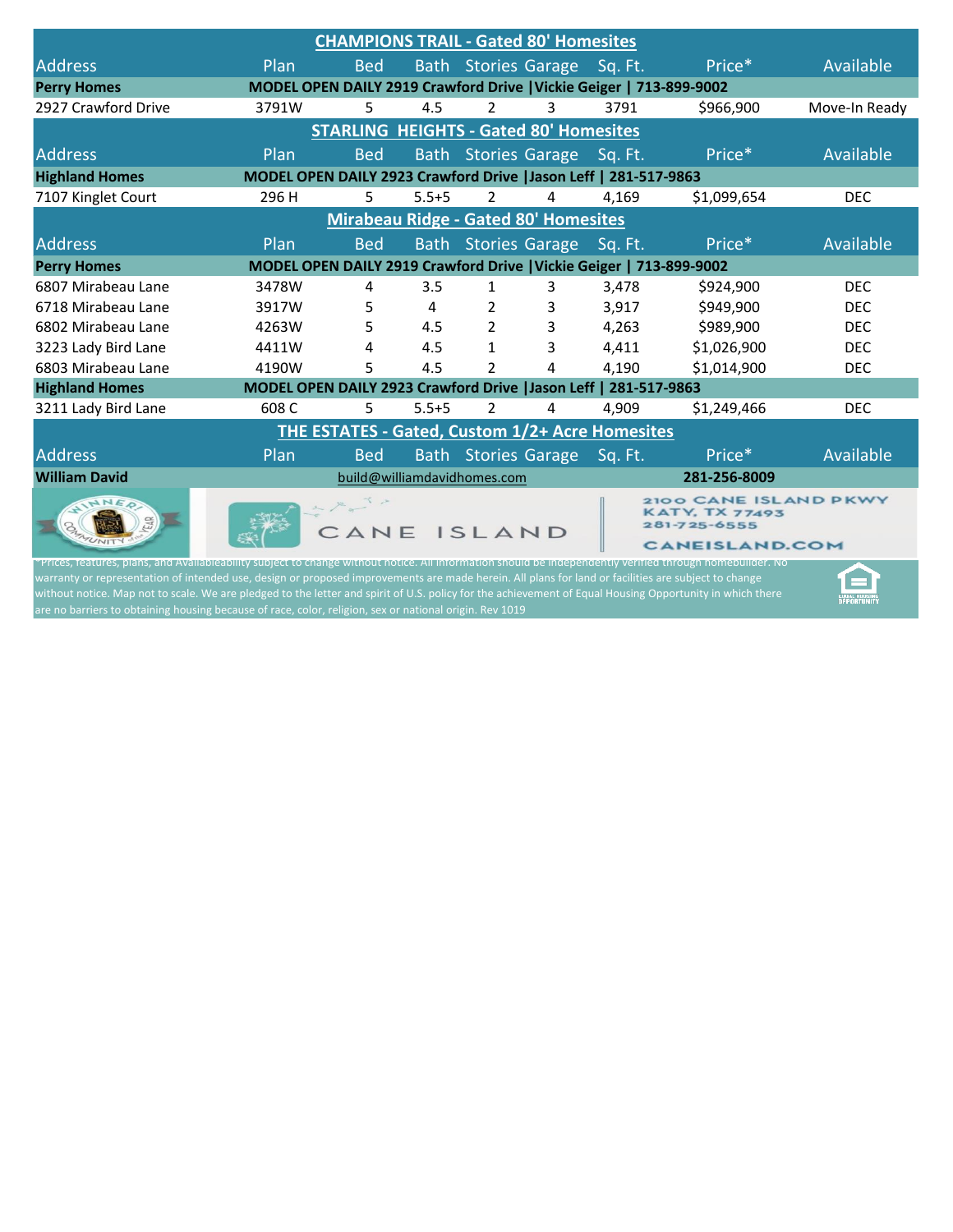| CHAMPIONS TRAIL - Gated 80' Homesites | | | | | | | | |
|---|---|---|---|---|---|---|---|---|
| Address | Plan | Bed | Bath | Stories | Garage | Sq. Ft. | Price* | Available |
| **Perry Homes** | **MODEL OPEN DAILY 2919 Crawford Drive \|Vickie Geiger \| 713-899-9002** | | | | | | | |
| 2927 Crawford Drive | 3791W | 5 | 4.5 | 2 | 3 | 3791 | $966,900 | Move-In Ready |
| **STARLING HEIGHTS - Gated 80' Homesites** | | | | | | | | |
| Address | Plan | Bed | Bath | Stories | Garage | Sq. Ft. | Price* | Available |
| **Highland Homes** | **MODEL OPEN DAILY 2923 Crawford Drive \|Jason Leff \| 281-517-9863** | | | | | | | |
| 7107 Kinglet Court | 296 H | 5 | 5.5+5 | 2 | 4 | 4,169 | $1,099,654 | DEC |
| **Mirabeau Ridge - Gated 80' Homesites** | | | | | | | | |
| Address | Plan | Bed | Bath | Stories | Garage | Sq. Ft. | Price* | Available |
| **Perry Homes** | **MODEL OPEN DAILY 2919 Crawford Drive \|Vickie Geiger \| 713-899-9002** | | | | | | | |
| 6807 Mirabeau Lane | 3478W | 4 | 3.5 | 1 | 3 | 3,478 | $924,900 | DEC |
| 6718 Mirabeau Lane | 3917W | 5 | 4 | 2 | 3 | 3,917 | $949,900 | DEC |
| 6802 Mirabeau Lane | 4263W | 5 | 4.5 | 2 | 3 | 4,263 | $989,900 | DEC |
| 3223 Lady Bird Lane | 4411W | 4 | 4.5 | 1 | 3 | 4,411 | $1,026,900 | DEC |
| 6803 Mirabeau Lane | 4190W | 5 | 4.5 | 2 | 4 | 4,190 | $1,014,900 | DEC |
| **Highland Homes** | **MODEL OPEN DAILY 2923 Crawford Drive \|Jason Leff \| 281-517-9863** | | | | | | | |
| 3211 Lady Bird Lane | 608 C | 5 | 5.5+5 | 2 | 4 | 4,909 | $1,249,466 | DEC |
| **THE ESTATES - Gated, Custom 1/2+ Acre Homesites** | | | | | | | | |
| Address | Plan | Bed | Bath | Stories | Garage | Sq. Ft. | Price* | Available |
| **William David** | build@williamdavidhomes.com | | | | | | **281-256-8009** | |

WINNER COMMUNITY of the YEAR

CANE ISLAND

2100 CANE ISLAND PKWY
KATY, TX 77493
281-725-6555
CANEISLAND.COM

*Prices, features, plans, and Availableability subject to change without notice. All information should be independently verified through homebuilder. No warranty or representation of intended use, design or proposed improvements are made herein. All plans for land or facilities are subject to change without notice. Map not to scale. We are pledged to the letter and spirit of U.S. policy for the achievement of Equal Housing Opportunity in which there are no barriers to obtaining housing because of race, color, religion, sex or national origin. Rev 1019

EQUAL HOUSING OPPORTUNITY